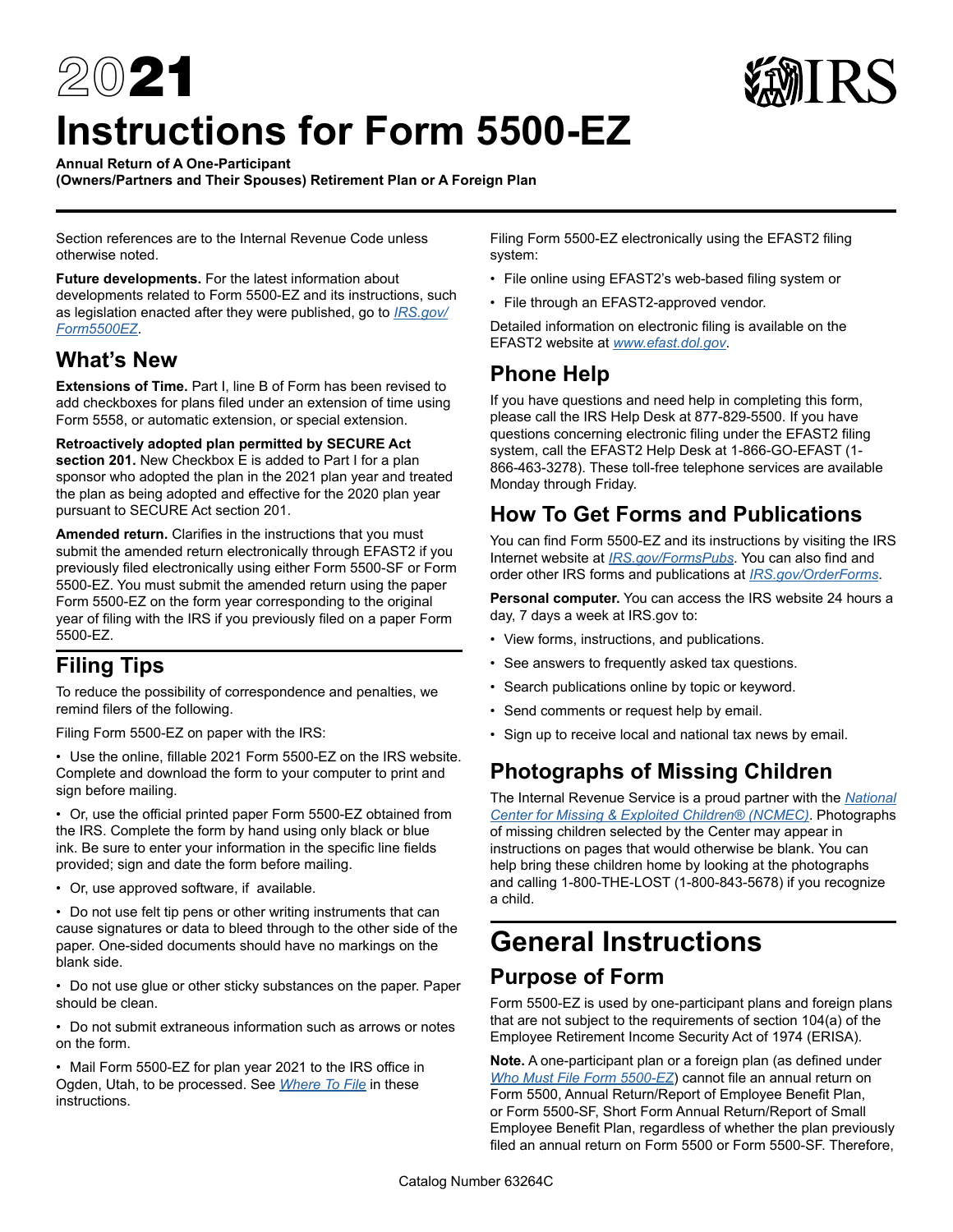# 2021 Instructions for Form 5500-EZ

**Annual Return of A One-Participant (Owners/Partners and Their Spouses) Retirement Plan or A Foreign Plan**

Section references are to the Internal Revenue Code unless otherwise noted.

**Future developments.** For the latest information about developments related to Form 5500-EZ and its instructions, such as legislation enacted after they were published, go to *IRS.gov/Form5500EZ*.

## What's New

**Extensions of Time.** Part I, line B of Form has been revised to add checkboxes for plans filed under an extension of time using Form 5558, or automatic extension, or special extension.

**Retroactively adopted plan permitted by SECURE Act section 201.** New Checkbox E is added to Part I for a plan sponsor who adopted the plan in the 2021 plan year and treated the plan as being adopted and effective for the 2020 plan year pursuant to SECURE Act section 201.

**Amended return.** Clarifies in the instructions that you must submit the amended return electronically through EFAST2 if you previously filed electronically using either Form 5500-SF or Form 5500-EZ. You must submit the amended return using the paper Form 5500-EZ on the form year corresponding to the original year of filing with the IRS if you previously filed on a paper Form 5500-EZ.

## Filing Tips

To reduce the possibility of correspondence and penalties, we remind filers of the following.

Filing Form 5500-EZ on paper with the IRS:

- Use the online, fillable 2021 Form 5500-EZ on the IRS website. Complete and download the form to your computer to print and sign before mailing.
- Or, use the official printed paper Form 5500-EZ obtained from the IRS. Complete the form by hand using only black or blue ink. Be sure to enter your information in the specific line fields provided; sign and date the form before mailing.
- Or, use approved software, if available.
- Do not use felt tip pens or other writing instruments that can cause signatures or data to bleed through to the other side of the paper. One-sided documents should have no markings on the blank side.
- Do not use glue or other sticky substances on the paper. Paper should be clean.
- Do not submit extraneous information such as arrows or notes on the form.
- Mail Form 5500-EZ for plan year 2021 to the IRS office in Ogden, Utah, to be processed. See *Where To File* in these instructions.

Filing Form 5500-EZ electronically using the EFAST2 filing system:

- File online using EFAST2's web-based filing system or
- File through an EFAST2-approved vendor.

Detailed information on electronic filing is available on the EFAST2 website at *www.efast.dol.gov*.

## Phone Help

If you have questions and need help in completing this form, please call the IRS Help Desk at 877-829-5500. If you have questions concerning electronic filing under the EFAST2 filing system, call the EFAST2 Help Desk at 1-866-GO-EFAST (1-866-463-3278). These toll-free telephone services are available Monday through Friday.

## How To Get Forms and Publications

You can find Form 5500-EZ and its instructions by visiting the IRS Internet website at *IRS.gov/FormsPubs*. You can also find and order other IRS forms and publications at *IRS.gov/OrderForms*.

**Personal computer.** You can access the IRS website 24 hours a day, 7 days a week at IRS.gov to:

- View forms, instructions, and publications.
- See answers to frequently asked tax questions.
- Search publications online by topic or keyword.
- Send comments or request help by email.
- Sign up to receive local and national tax news by email.

## Photographs of Missing Children

The Internal Revenue Service is a proud partner with the *National Center for Missing & Exploited Children® (NCMEC)*. Photographs of missing children selected by the Center may appear in instructions on pages that would otherwise be blank. You can help bring these children home by looking at the photographs and calling 1-800-THE-LOST (1-800-843-5678) if you recognize a child.

# General Instructions

## Purpose of Form

Form 5500-EZ is used by one-participant plans and foreign plans that are not subject to the requirements of section 104(a) of the Employee Retirement Income Security Act of 1974 (ERISA).

**Note.** A one-participant plan or a foreign plan (as defined under *Who Must File Form 5500-EZ*) cannot file an annual return on Form 5500, Annual Return/Report of Employee Benefit Plan, or Form 5500-SF, Short Form Annual Return/Report of Small Employee Benefit Plan, regardless of whether the plan previously filed an annual return on Form 5500 or Form 5500-SF. Therefore,

Catalog Number 63264C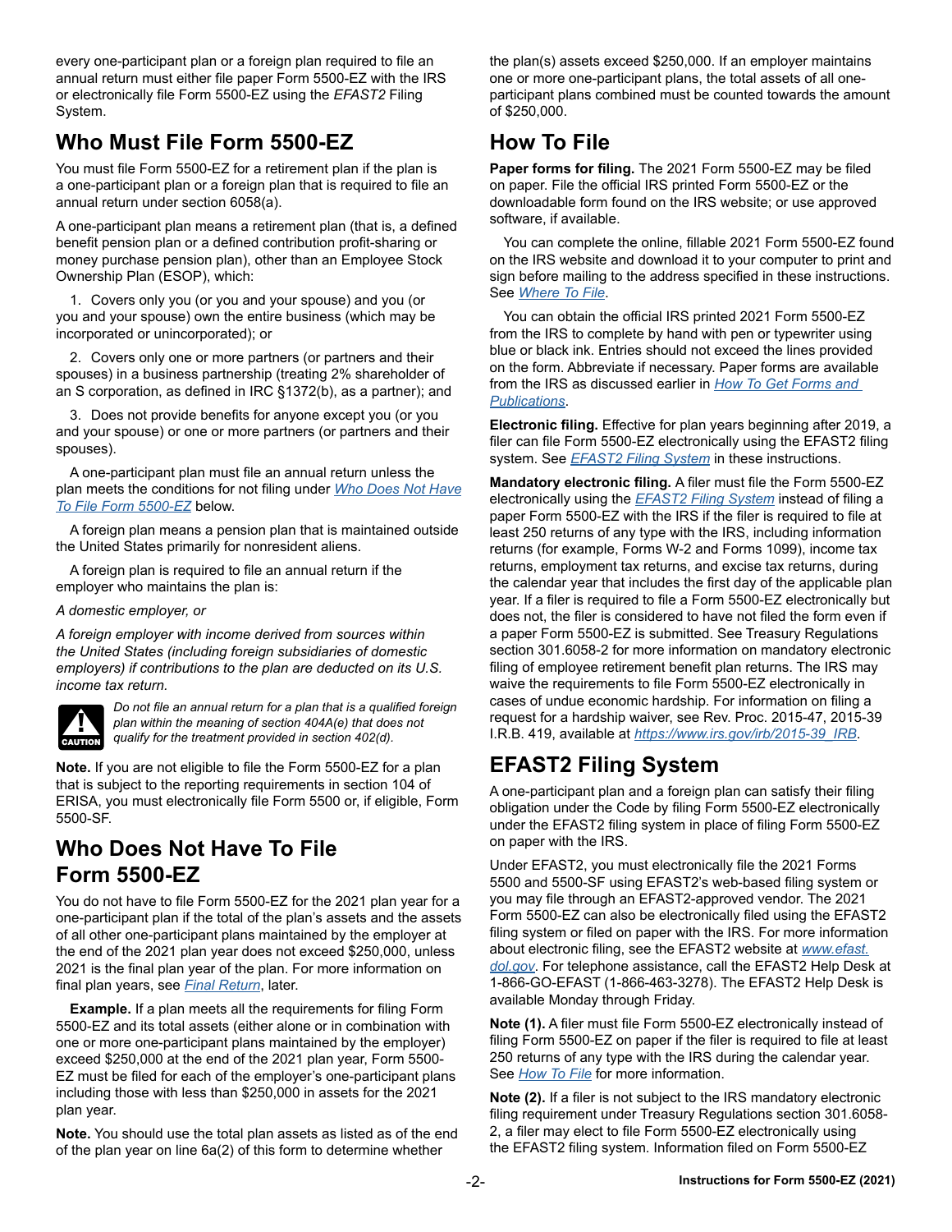every one-participant plan or a foreign plan required to file an annual return must either file paper Form 5500-EZ with the IRS or electronically file Form 5500-EZ using the *EFAST2* Filing System.

## Who Must File Form 5500-EZ

You must file Form 5500-EZ for a retirement plan if the plan is a one-participant plan or a foreign plan that is required to file an annual return under section 6058(a).

A one-participant plan means a retirement plan (that is, a defined benefit pension plan or a defined contribution profit-sharing or money purchase pension plan), other than an Employee Stock Ownership Plan (ESOP), which:

1. Covers only you (or you and your spouse) and you (or you and your spouse) own the entire business (which may be incorporated or unincorporated); or

2. Covers only one or more partners (or partners and their spouses) in a business partnership (treating 2% shareholder of an S corporation, as defined in IRC §1372(b), as a partner); and

3. Does not provide benefits for anyone except you (or you and your spouse) or one or more partners (or partners and their spouses).

A one-participant plan must file an annual return unless the plan meets the conditions for not filing under *Who Does Not Have To File Form 5500-EZ* below.

A foreign plan means a pension plan that is maintained outside the United States primarily for nonresident aliens.

A foreign plan is required to file an annual return if the employer who maintains the plan is:

*A domestic employer, or*

*A foreign employer with income derived from sources within the United States (including foreign subsidiaries of domestic employers) if contributions to the plan are deducted on its U.S. income tax return.*

CAUTION: *Do not file an annual return for a plan that is a qualified foreign plan within the meaning of section 404A(e) that does not qualify for the treatment provided in section 402(d).*

**Note.** If you are not eligible to file the Form 5500-EZ for a plan that is subject to the reporting requirements in section 104 of ERISA, you must electronically file Form 5500 or, if eligible, Form 5500-SF.

## Who Does Not Have To File Form 5500-EZ

You do not have to file Form 5500-EZ for the 2021 plan year for a one-participant plan if the total of the plan's assets and the assets of all other one-participant plans maintained by the employer at the end of the 2021 plan year does not exceed $250,000, unless 2021 is the final plan year of the plan. For more information on final plan years, see *Final Return*, later.

**Example.** If a plan meets all the requirements for filing Form 5500-EZ and its total assets (either alone or in combination with one or more one-participant plans maintained by the employer) exceed $250,000 at the end of the 2021 plan year, Form 5500-EZ must be filed for each of the employer's one-participant plans including those with less than $250,000 in assets for the 2021 plan year.

**Note.** You should use the total plan assets as listed as of the end of the plan year on line 6a(2) of this form to determine whether the plan(s) assets exceed $250,000. If an employer maintains one or more one-participant plans, the total assets of all one-participant plans combined must be counted towards the amount of $250,000.

## How To File

**Paper forms for filing.** The 2021 Form 5500-EZ may be filed on paper. File the official IRS printed Form 5500-EZ or the downloadable form found on the IRS website; or use approved software, if available.

You can complete the online, fillable 2021 Form 5500-EZ found on the IRS website and download it to your computer to print and sign before mailing to the address specified in these instructions. See *Where To File*.

You can obtain the official IRS printed 2021 Form 5500-EZ from the IRS to complete by hand with pen or typewriter using blue or black ink. Entries should not exceed the lines provided on the form. Abbreviate if necessary. Paper forms are available from the IRS as discussed earlier in *How To Get Forms and Publications*.

**Electronic filing.** Effective for plan years beginning after 2019, a filer can file Form 5500-EZ electronically using the EFAST2 filing system. See *EFAST2 Filing System* in these instructions.

**Mandatory electronic filing.** A filer must file the Form 5500-EZ electronically using the *EFAST2 Filing System* instead of filing a paper Form 5500-EZ with the IRS if the filer is required to file at least 250 returns of any type with the IRS, including information returns (for example, Forms W-2 and Forms 1099), income tax returns, employment tax returns, and excise tax returns, during the calendar year that includes the first day of the applicable plan year. If a filer is required to file a Form 5500-EZ electronically but does not, the filer is considered to have not filed the form even if a paper Form 5500-EZ is submitted. See Treasury Regulations section 301.6058-2 for more information on mandatory electronic filing of employee retirement benefit plan returns. The IRS may waive the requirements to file Form 5500-EZ electronically in cases of undue economic hardship. For information on filing a request for a hardship waiver, see Rev. Proc. 2015-47, 2015-39 I.R.B. 419, available at *https://www.irs.gov/irb/2015-39_IRB*.

## EFAST2 Filing System

A one-participant plan and a foreign plan can satisfy their filing obligation under the Code by filing Form 5500-EZ electronically under the EFAST2 filing system in place of filing Form 5500-EZ on paper with the IRS.

Under EFAST2, you must electronically file the 2021 Forms 5500 and 5500-SF using EFAST2's web-based filing system or you may file through an EFAST2-approved vendor. The 2021 Form 5500-EZ can also be electronically filed using the EFAST2 filing system or filed on paper with the IRS. For more information about electronic filing, see the EFAST2 website at *www.efast.dol.gov*. For telephone assistance, call the EFAST2 Help Desk at 1-866-GO-EFAST (1-866-463-3278). The EFAST2 Help Desk is available Monday through Friday.

**Note (1).** A filer must file Form 5500-EZ electronically instead of filing Form 5500-EZ on paper if the filer is required to file at least 250 returns of any type with the IRS during the calendar year. See *How To File* for more information.

**Note (2).** If a filer is not subject to the IRS mandatory electronic filing requirement under Treasury Regulations section 301.6058-2, a filer may elect to file Form 5500-EZ electronically using the EFAST2 filing system. Information filed on Form 5500-EZ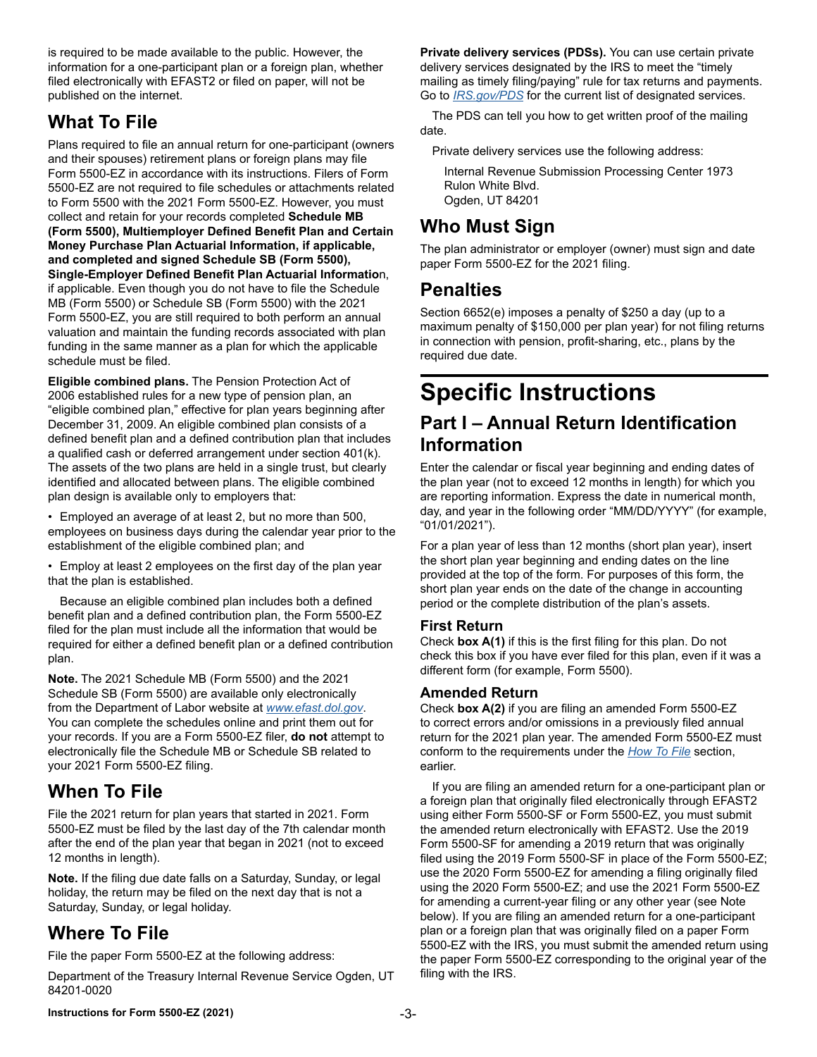is required to be made available to the public. However, the information for a one-participant plan or a foreign plan, whether filed electronically with EFAST2 or filed on paper, will not be published on the internet.

## What To File

Plans required to file an annual return for one-participant (owners and their spouses) retirement plans or foreign plans may file Form 5500-EZ in accordance with its instructions. Filers of Form 5500-EZ are not required to file schedules or attachments related to Form 5500 with the 2021 Form 5500-EZ. However, you must collect and retain for your records completed **Schedule MB (Form 5500), Multiemployer Defined Benefit Plan and Certain Money Purchase Plan Actuarial Information, if applicable, and completed and signed Schedule SB (Form 5500), Single-Employer Defined Benefit Plan Actuarial Informatio**n, if applicable. Even though you do not have to file the Schedule MB (Form 5500) or Schedule SB (Form 5500) with the 2021 Form 5500-EZ, you are still required to both perform an annual valuation and maintain the funding records associated with plan funding in the same manner as a plan for which the applicable schedule must be filed.

**Eligible combined plans.** The Pension Protection Act of 2006 established rules for a new type of pension plan, an "eligible combined plan," effective for plan years beginning after December 31, 2009. An eligible combined plan consists of a defined benefit plan and a defined contribution plan that includes a qualified cash or deferred arrangement under section 401(k). The assets of the two plans are held in a single trust, but clearly identified and allocated between plans. The eligible combined plan design is available only to employers that:

- Employed an average of at least 2, but no more than 500, employees on business days during the calendar year prior to the establishment of the eligible combined plan; and
- Employ at least 2 employees on the first day of the plan year that the plan is established.

Because an eligible combined plan includes both a defined benefit plan and a defined contribution plan, the Form 5500-EZ filed for the plan must include all the information that would be required for either a defined benefit plan or a defined contribution plan.

**Note.** The 2021 Schedule MB (Form 5500) and the 2021 Schedule SB (Form 5500) are available only electronically from the Department of Labor website at *www.efast.dol.gov*. You can complete the schedules online and print them out for your records. If you are a Form 5500-EZ filer, **do not** attempt to electronically file the Schedule MB or Schedule SB related to your 2021 Form 5500-EZ filing.

## When To File

File the 2021 return for plan years that started in 2021. Form 5500-EZ must be filed by the last day of the 7th calendar month after the end of the plan year that began in 2021 (not to exceed 12 months in length).

**Note.** If the filing due date falls on a Saturday, Sunday, or legal holiday, the return may be filed on the next day that is not a Saturday, Sunday, or legal holiday.

## Where To File

File the paper Form 5500-EZ at the following address:

Department of the Treasury Internal Revenue Service Ogden, UT 84201-0020

**Private delivery services (PDSs).** You can use certain private delivery services designated by the IRS to meet the "timely mailing as timely filing/paying" rule for tax returns and payments. Go to *IRS.gov/PDS* for the current list of designated services.

The PDS can tell you how to get written proof of the mailing date.

Private delivery services use the following address:

Internal Revenue Submission Processing Center 1973 Rulon White Blvd.
Ogden, UT 84201

## Who Must Sign

The plan administrator or employer (owner) must sign and date paper Form 5500-EZ for the 2021 filing.

## Penalties

Section 6652(e) imposes a penalty of $250 a day (up to a maximum penalty of $150,000 per plan year) for not filing returns in connection with pension, profit-sharing, etc., plans by the required due date.

# Specific Instructions

## Part I – Annual Return Identification Information

Enter the calendar or fiscal year beginning and ending dates of the plan year (not to exceed 12 months in length) for which you are reporting information. Express the date in numerical month, day, and year in the following order "MM/DD/YYYY" (for example, "01/01/2021").

For a plan year of less than 12 months (short plan year), insert the short plan year beginning and ending dates on the line provided at the top of the form. For purposes of this form, the short plan year ends on the date of the change in accounting period or the complete distribution of the plan's assets.

### First Return

Check **box A(1)** if this is the first filing for this plan. Do not check this box if you have ever filed for this plan, even if it was a different form (for example, Form 5500).

### Amended Return

Check **box A(2)** if you are filing an amended Form 5500-EZ to correct errors and/or omissions in a previously filed annual return for the 2021 plan year. The amended Form 5500-EZ must conform to the requirements under the *How To File* section, earlier.

If you are filing an amended return for a one-participant plan or a foreign plan that originally filed electronically through EFAST2 using either Form 5500-SF or Form 5500-EZ, you must submit the amended return electronically with EFAST2. Use the 2019 Form 5500-SF for amending a 2019 return that was originally filed using the 2019 Form 5500-SF in place of the Form 5500-EZ; use the 2020 Form 5500-EZ for amending a filing originally filed using the 2020 Form 5500-EZ; and use the 2021 Form 5500-EZ for amending a current-year filing or any other year (see Note below). If you are filing an amended return for a one-participant plan or a foreign plan that was originally filed on a paper Form 5500-EZ with the IRS, you must submit the amended return using the paper Form 5500-EZ corresponding to the original year of the filing with the IRS.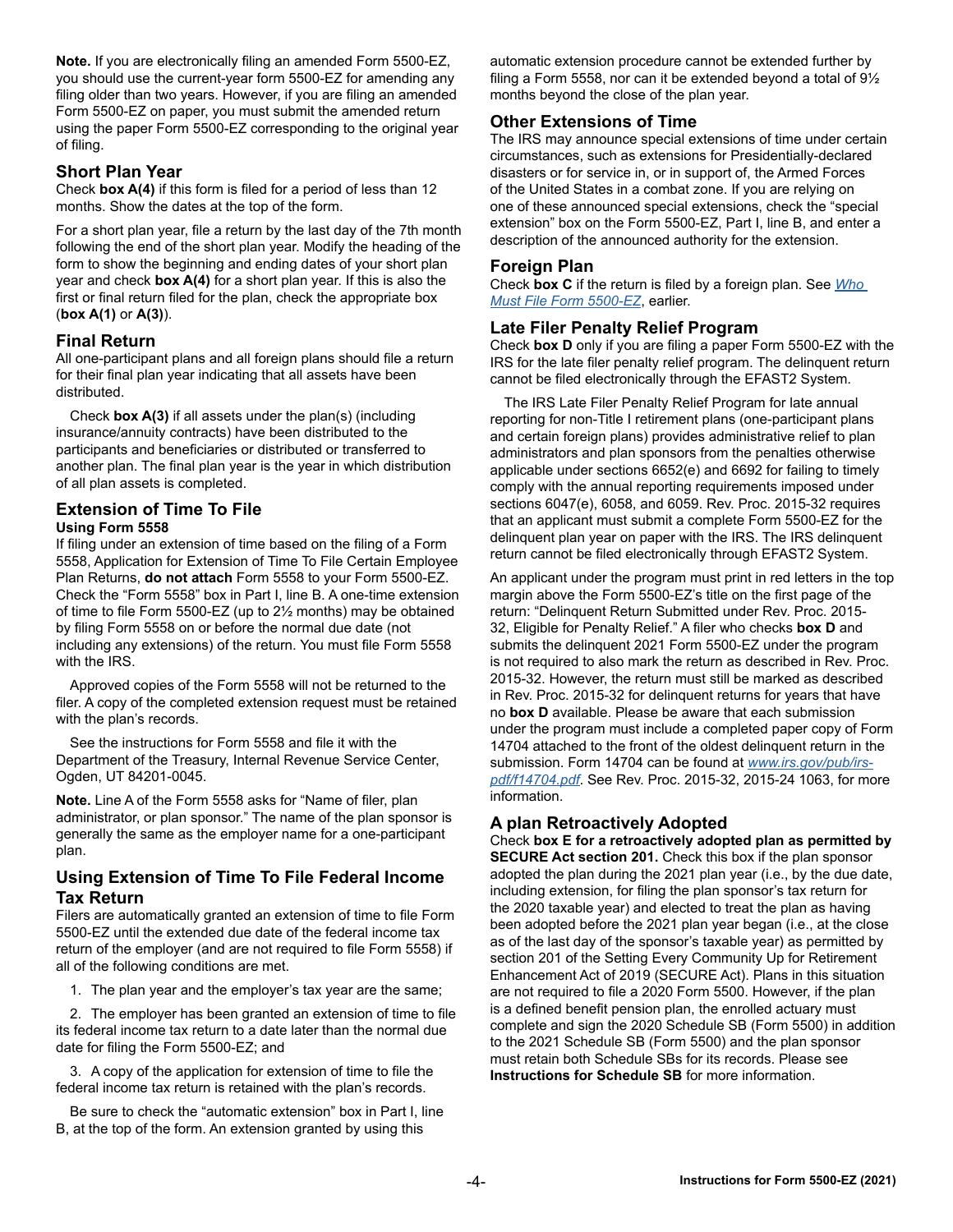**Note.** If you are electronically filing an amended Form 5500-EZ, you should use the current-year form 5500-EZ for amending any filing older than two years. However, if you are filing an amended Form 5500-EZ on paper, you must submit the amended return using the paper Form 5500-EZ corresponding to the original year of filing.

## Short Plan Year

Check **box A(4)** if this form is filed for a period of less than 12 months. Show the dates at the top of the form.

For a short plan year, file a return by the last day of the 7th month following the end of the short plan year. Modify the heading of the form to show the beginning and ending dates of your short plan year and check **box A(4)** for a short plan year. If this is also the first or final return filed for the plan, check the appropriate box (**box A(1)** or **A(3)**).

## Final Return

All one-participant plans and all foreign plans should file a return for their final plan year indicating that all assets have been distributed.

Check **box A(3)** if all assets under the plan(s) (including insurance/annuity contracts) have been distributed to the participants and beneficiaries or distributed or transferred to another plan. The final plan year is the year in which distribution of all plan assets is completed.

## Extension of Time To File

### Using Form 5558

If filing under an extension of time based on the filing of a Form 5558, Application for Extension of Time To File Certain Employee Plan Returns, **do not attach** Form 5558 to your Form 5500-EZ. Check the "Form 5558" box in Part I, line B. A one-time extension of time to file Form 5500-EZ (up to 2½ months) may be obtained by filing Form 5558 on or before the normal due date (not including any extensions) of the return. You must file Form 5558 with the IRS.

Approved copies of the Form 5558 will not be returned to the filer. A copy of the completed extension request must be retained with the plan's records.

See the instructions for Form 5558 and file it with the Department of the Treasury, Internal Revenue Service Center, Ogden, UT 84201-0045.

**Note.** Line A of the Form 5558 asks for "Name of filer, plan administrator, or plan sponsor." The name of the plan sponsor is generally the same as the employer name for a one-participant plan.

## Using Extension of Time To File Federal Income Tax Return

Filers are automatically granted an extension of time to file Form 5500-EZ until the extended due date of the federal income tax return of the employer (and are not required to file Form 5558) if all of the following conditions are met.

1. The plan year and the employer's tax year are the same;
2. The employer has been granted an extension of time to file its federal income tax return to a date later than the normal due date for filing the Form 5500-EZ; and
3. A copy of the application for extension of time to file the federal income tax return is retained with the plan's records.

Be sure to check the "automatic extension" box in Part I, line B, at the top of the form. An extension granted by using this automatic extension procedure cannot be extended further by filing a Form 5558, nor can it be extended beyond a total of 9½ months beyond the close of the plan year.

## Other Extensions of Time

The IRS may announce special extensions of time under certain circumstances, such as extensions for Presidentially-declared disasters or for service in, or in support of, the Armed Forces of the United States in a combat zone. If you are relying on one of these announced special extensions, check the "special extension" box on the Form 5500-EZ, Part I, line B, and enter a description of the announced authority for the extension.

## Foreign Plan

Check **box C** if the return is filed by a foreign plan. See *Who Must File Form 5500-EZ*, earlier.

## Late Filer Penalty Relief Program

Check **box D** only if you are filing a paper Form 5500-EZ with the IRS for the late filer penalty relief program. The delinquent return cannot be filed electronically through the EFAST2 System.

The IRS Late Filer Penalty Relief Program for late annual reporting for non-Title I retirement plans (one-participant plans and certain foreign plans) provides administrative relief to plan administrators and plan sponsors from the penalties otherwise applicable under sections 6652(e) and 6692 for failing to timely comply with the annual reporting requirements imposed under sections 6047(e), 6058, and 6059. Rev. Proc. 2015-32 requires that an applicant must submit a complete Form 5500-EZ for the delinquent plan year on paper with the IRS. The IRS delinquent return cannot be filed electronically through EFAST2 System.

An applicant under the program must print in red letters in the top margin above the Form 5500-EZ's title on the first page of the return: "Delinquent Return Submitted under Rev. Proc. 2015-32, Eligible for Penalty Relief." A filer who checks **box D** and submits the delinquent 2021 Form 5500-EZ under the program is not required to also mark the return as described in Rev. Proc. 2015-32. However, the return must still be marked as described in Rev. Proc. 2015-32 for delinquent returns for years that have no **box D** available. Please be aware that each submission under the program must include a completed paper copy of Form 14704 attached to the front of the oldest delinquent return in the submission. Form 14704 can be found at *www.irs.gov/pub/irs-pdf/f14704.pdf*. See Rev. Proc. 2015-32, 2015-24 1063, for more information.

## A plan Retroactively Adopted

Check **box E for a retroactively adopted plan as permitted by SECURE Act section 201.** Check this box if the plan sponsor adopted the plan during the 2021 plan year (i.e., by the due date, including extension, for filing the plan sponsor's tax return for the 2020 taxable year) and elected to treat the plan as having been adopted before the 2021 plan year began (i.e., at the close as of the last day of the sponsor's taxable year) as permitted by section 201 of the Setting Every Community Up for Retirement Enhancement Act of 2019 (SECURE Act). Plans in this situation are not required to file a 2020 Form 5500. However, if the plan is a defined benefit pension plan, the enrolled actuary must complete and sign the 2020 Schedule SB (Form 5500) in addition to the 2021 Schedule SB (Form 5500) and the plan sponsor must retain both Schedule SBs for its records. Please see **Instructions for Schedule SB** for more information.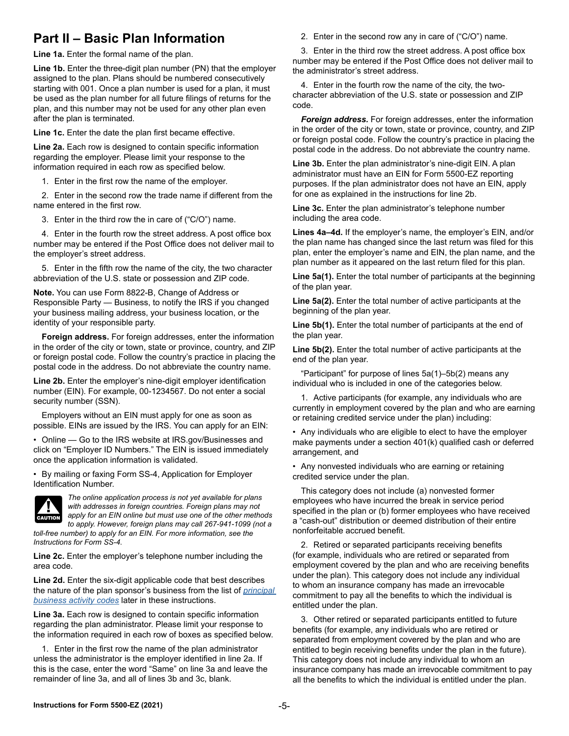## Part II – Basic Plan Information

**Line 1a.** Enter the formal name of the plan.

**Line 1b.** Enter the three-digit plan number (PN) that the employer assigned to the plan. Plans should be numbered consecutively starting with 001. Once a plan number is used for a plan, it must be used as the plan number for all future filings of returns for the plan, and this number may not be used for any other plan even after the plan is terminated.

**Line 1c.** Enter the date the plan first became effective.

**Line 2a.** Each row is designed to contain specific information regarding the employer. Please limit your response to the information required in each row as specified below.

1. Enter in the first row the name of the employer.

2. Enter in the second row the trade name if different from the name entered in the first row.

3. Enter in the third row the in care of ("C/O") name.

4. Enter in the fourth row the street address. A post office box number may be entered if the Post Office does not deliver mail to the employer's street address.

5. Enter in the fifth row the name of the city, the two character abbreviation of the U.S. state or possession and ZIP code.

**Note.** You can use Form 8822-B, Change of Address or Responsible Party — Business, to notify the IRS if you changed your business mailing address, your business location, or the identity of your responsible party.

**Foreign address.** For foreign addresses, enter the information in the order of the city or town, state or province, country, and ZIP or foreign postal code. Follow the country's practice in placing the postal code in the address. Do not abbreviate the country name.

**Line 2b.** Enter the employer's nine-digit employer identification number (EIN). For example, 00-1234567. Do not enter a social security number (SSN).

Employers without an EIN must apply for one as soon as possible. EINs are issued by the IRS. You can apply for an EIN:

- Online — Go to the IRS website at IRS.gov/Businesses and click on "Employer ID Numbers." The EIN is issued immediately once the application information is validated.
- By mailing or faxing Form SS-4, Application for Employer Identification Number.

**CAUTION** *The online application process is not yet available for plans with addresses in foreign countries. Foreign plans may not apply for an EIN online but must use one of the other methods to apply. However, foreign plans may call 267-941-1099 (not a toll-free number) to apply for an EIN. For more information, see the Instructions for Form SS-4.*

**Line 2c.** Enter the employer's telephone number including the area code.

**Line 2d.** Enter the six-digit applicable code that best describes the nature of the plan sponsor's business from the list of *principal business activity codes* later in these instructions.

**Line 3a.** Each row is designed to contain specific information regarding the plan administrator. Please limit your response to the information required in each row of boxes as specified below.

1. Enter in the first row the name of the plan administrator unless the administrator is the employer identified in line 2a. If this is the case, enter the word "Same" on line 3a and leave the remainder of line 3a, and all of lines 3b and 3c, blank.

2. Enter in the second row any in care of ("C/O") name.

3. Enter in the third row the street address. A post office box number may be entered if the Post Office does not deliver mail to the administrator's street address.

4. Enter in the fourth row the name of the city, the two-character abbreviation of the U.S. state or possession and ZIP code.

***Foreign address.*** For foreign addresses, enter the information in the order of the city or town, state or province, country, and ZIP or foreign postal code. Follow the country's practice in placing the postal code in the address. Do not abbreviate the country name.

**Line 3b.** Enter the plan administrator's nine-digit EIN. A plan administrator must have an EIN for Form 5500-EZ reporting purposes. If the plan administrator does not have an EIN, apply for one as explained in the instructions for line 2b.

**Line 3c.** Enter the plan administrator's telephone number including the area code.

**Lines 4a–4d.** If the employer's name, the employer's EIN, and/or the plan name has changed since the last return was filed for this plan, enter the employer's name and EIN, the plan name, and the plan number as it appeared on the last return filed for this plan.

**Line 5a(1).** Enter the total number of participants at the beginning of the plan year.

**Line 5a(2).** Enter the total number of active participants at the beginning of the plan year.

**Line 5b(1).** Enter the total number of participants at the end of the plan year.

**Line 5b(2).** Enter the total number of active participants at the end of the plan year.

"Participant" for purpose of lines 5a(1)–5b(2) means any individual who is included in one of the categories below.

1. Active participants (for example, any individuals who are currently in employment covered by the plan and who are earning or retaining credited service under the plan) including:

- Any individuals who are eligible to elect to have the employer make payments under a section 401(k) qualified cash or deferred arrangement, and
- Any nonvested individuals who are earning or retaining credited service under the plan.

This category does not include (a) nonvested former employees who have incurred the break in service period specified in the plan or (b) former employees who have received a "cash-out" distribution or deemed distribution of their entire nonforfeitable accrued benefit.

2. Retired or separated participants receiving benefits (for example, individuals who are retired or separated from employment covered by the plan and who are receiving benefits under the plan). This category does not include any individual to whom an insurance company has made an irrevocable commitment to pay all the benefits to which the individual is entitled under the plan.

3. Other retired or separated participants entitled to future benefits (for example, any individuals who are retired or separated from employment covered by the plan and who are entitled to begin receiving benefits under the plan in the future). This category does not include any individual to whom an insurance company has made an irrevocable commitment to pay all the benefits to which the individual is entitled under the plan.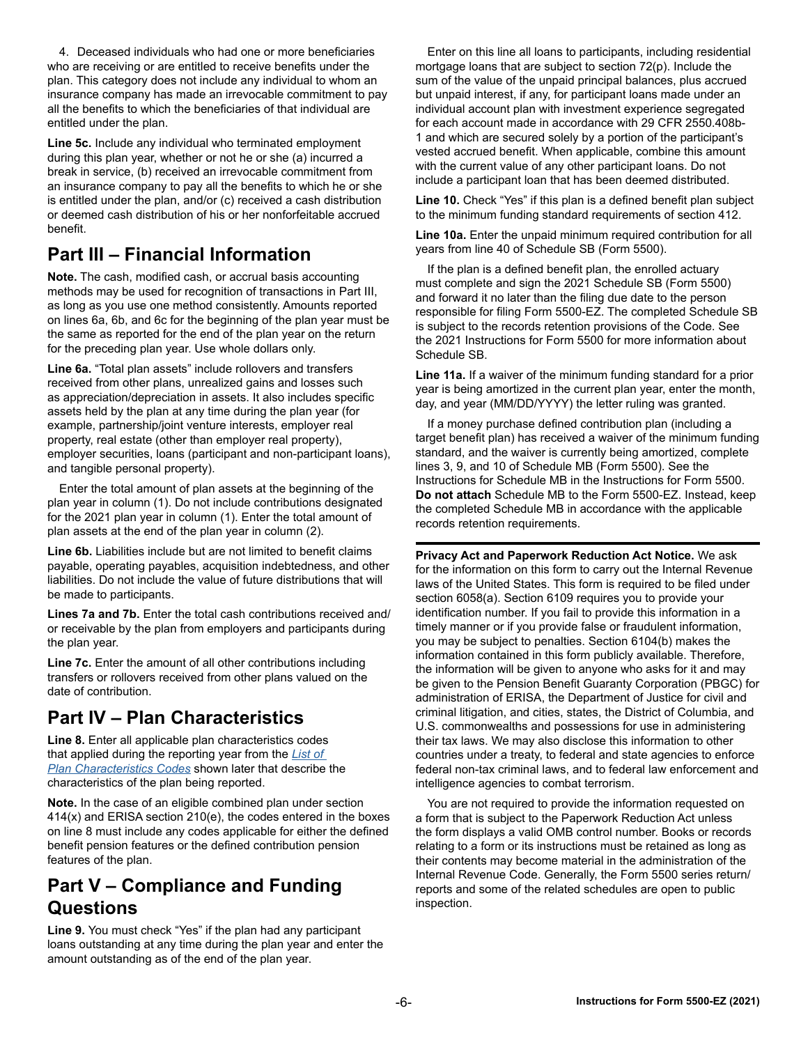4. Deceased individuals who had one or more beneficiaries who are receiving or are entitled to receive benefits under the plan. This category does not include any individual to whom an insurance company has made an irrevocable commitment to pay all the benefits to which the beneficiaries of that individual are entitled under the plan.

**Line 5c.** Include any individual who terminated employment during this plan year, whether or not he or she (a) incurred a break in service, (b) received an irrevocable commitment from an insurance company to pay all the benefits to which he or she is entitled under the plan, and/or (c) received a cash distribution or deemed cash distribution of his or her nonforfeitable accrued benefit.

## Part III – Financial Information

**Note.** The cash, modified cash, or accrual basis accounting methods may be used for recognition of transactions in Part III, as long as you use one method consistently. Amounts reported on lines 6a, 6b, and 6c for the beginning of the plan year must be the same as reported for the end of the plan year on the return for the preceding plan year. Use whole dollars only.

**Line 6a.** "Total plan assets" include rollovers and transfers received from other plans, unrealized gains and losses such as appreciation/depreciation in assets. It also includes specific assets held by the plan at any time during the plan year (for example, partnership/joint venture interests, employer real property, real estate (other than employer real property), employer securities, loans (participant and non-participant loans), and tangible personal property).

Enter the total amount of plan assets at the beginning of the plan year in column (1). Do not include contributions designated for the 2021 plan year in column (1). Enter the total amount of plan assets at the end of the plan year in column (2).

**Line 6b.** Liabilities include but are not limited to benefit claims payable, operating payables, acquisition indebtedness, and other liabilities. Do not include the value of future distributions that will be made to participants.

**Lines 7a and 7b.** Enter the total cash contributions received and/or receivable by the plan from employers and participants during the plan year.

**Line 7c.** Enter the amount of all other contributions including transfers or rollovers received from other plans valued on the date of contribution.

## Part IV – Plan Characteristics

**Line 8.** Enter all applicable plan characteristics codes that applied during the reporting year from the *List of Plan Characteristics Codes* shown later that describe the characteristics of the plan being reported.

**Note.** In the case of an eligible combined plan under section 414(x) and ERISA section 210(e), the codes entered in the boxes on line 8 must include any codes applicable for either the defined benefit pension features or the defined contribution pension features of the plan.

## Part V – Compliance and Funding Questions

**Line 9.** You must check "Yes" if the plan had any participant loans outstanding at any time during the plan year and enter the amount outstanding as of the end of the plan year.

Enter on this line all loans to participants, including residential mortgage loans that are subject to section 72(p). Include the sum of the value of the unpaid principal balances, plus accrued but unpaid interest, if any, for participant loans made under an individual account plan with investment experience segregated for each account made in accordance with 29 CFR 2550.408b-1 and which are secured solely by a portion of the participant's vested accrued benefit. When applicable, combine this amount with the current value of any other participant loans. Do not include a participant loan that has been deemed distributed.

**Line 10.** Check "Yes" if this plan is a defined benefit plan subject to the minimum funding standard requirements of section 412.

**Line 10a.** Enter the unpaid minimum required contribution for all years from line 40 of Schedule SB (Form 5500).

If the plan is a defined benefit plan, the enrolled actuary must complete and sign the 2021 Schedule SB (Form 5500) and forward it no later than the filing due date to the person responsible for filing Form 5500-EZ. The completed Schedule SB is subject to the records retention provisions of the Code. See the 2021 Instructions for Form 5500 for more information about Schedule SB.

**Line 11a.** If a waiver of the minimum funding standard for a prior year is being amortized in the current plan year, enter the month, day, and year (MM/DD/YYYY) the letter ruling was granted.

If a money purchase defined contribution plan (including a target benefit plan) has received a waiver of the minimum funding standard, and the waiver is currently being amortized, complete lines 3, 9, and 10 of Schedule MB (Form 5500). See the Instructions for Schedule MB in the Instructions for Form 5500. **Do not attach** Schedule MB to the Form 5500-EZ. Instead, keep the completed Schedule MB in accordance with the applicable records retention requirements.

---

**Privacy Act and Paperwork Reduction Act Notice.** We ask for the information on this form to carry out the Internal Revenue laws of the United States. This form is required to be filed under section 6058(a). Section 6109 requires you to provide your identification number. If you fail to provide this information in a timely manner or if you provide false or fraudulent information, you may be subject to penalties. Section 6104(b) makes the information contained in this form publicly available. Therefore, the information will be given to anyone who asks for it and may be given to the Pension Benefit Guaranty Corporation (PBGC) for administration of ERISA, the Department of Justice for civil and criminal litigation, and cities, states, the District of Columbia, and U.S. commonwealths and possessions for use in administering their tax laws. We may also disclose this information to other countries under a treaty, to federal and state agencies to enforce federal non-tax criminal laws, and to federal law enforcement and intelligence agencies to combat terrorism.

You are not required to provide the information requested on a form that is subject to the Paperwork Reduction Act unless the form displays a valid OMB control number. Books or records relating to a form or its instructions must be retained as long as their contents may become material in the administration of the Internal Revenue Code. Generally, the Form 5500 series return/reports and some of the related schedules are open to public inspection.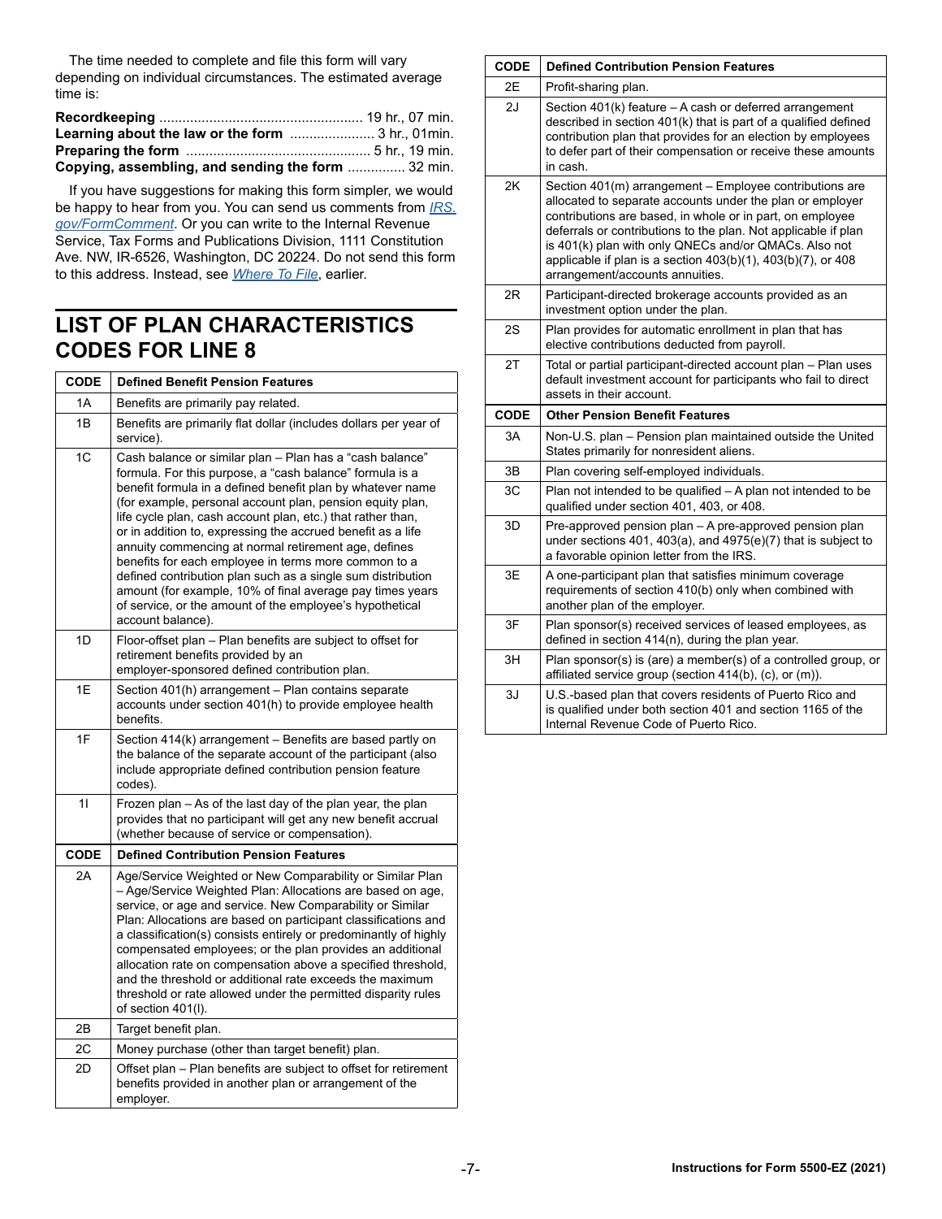The time needed to complete and file this form will vary depending on individual circumstances. The estimated average time is:

**Recordkeeping** .................................................... 19 hr., 07 min.
**Learning about the law or the form** ...................... 3 hr., 01min.
**Preparing the form** ................................................ 5 hr., 19 min.
**Copying, assembling, and sending the form** ............... 32 min.

If you have suggestions for making this form simpler, we would be happy to hear from you. You can send us comments from *IRS.gov/FormComment*. Or you can write to the Internal Revenue Service, Tax Forms and Publications Division, 1111 Constitution Ave. NW, IR-6526, Washington, DC 20224. Do not send this form to this address. Instead, see *Where To File*, earlier.

## LIST OF PLAN CHARACTERISTICS CODES FOR LINE 8

| CODE | Defined Benefit Pension Features |
|---|---|
| 1A | Benefits are primarily pay related. |
| 1B | Benefits are primarily flat dollar (includes dollars per year of service). |
| 1C | Cash balance or similar plan – Plan has a "cash balance" formula. For this purpose, a "cash balance" formula is a benefit formula in a defined benefit plan by whatever name (for example, personal account plan, pension equity plan, life cycle plan, cash account plan, etc.) that rather than, or in addition to, expressing the accrued benefit as a life annuity commencing at normal retirement age, defines benefits for each employee in terms more common to a defined contribution plan such as a single sum distribution amount (for example, 10% of final average pay times years of service, or the amount of the employee's hypothetical account balance). |
| 1D | Floor-offset plan – Plan benefits are subject to offset for retirement benefits provided by an employer-sponsored defined contribution plan. |
| 1E | Section 401(h) arrangement – Plan contains separate accounts under section 401(h) to provide employee health benefits. |
| 1F | Section 414(k) arrangement – Benefits are based partly on the balance of the separate account of the participant (also include appropriate defined contribution pension feature codes). |
| 1I | Frozen plan – As of the last day of the plan year, the plan provides that no participant will get any new benefit accrual (whether because of service or compensation). |

| CODE | Defined Contribution Pension Features |
|---|---|
| 2A | Age/Service Weighted or New Comparability or Similar Plan – Age/Service Weighted Plan: Allocations are based on age, service, or age and service. New Comparability or Similar Plan: Allocations are based on participant classifications and a classification(s) consists entirely or predominantly of highly compensated employees; or the plan provides an additional allocation rate on compensation above a specified threshold, and the threshold or additional rate exceeds the maximum threshold or rate allowed under the permitted disparity rules of section 401(l). |
| 2B | Target benefit plan. |
| 2C | Money purchase (other than target benefit) plan. |
| 2D | Offset plan – Plan benefits are subject to offset for retirement benefits provided in another plan or arrangement of the employer. |
| 2E | Profit-sharing plan. |
| 2J | Section 401(k) feature – A cash or deferred arrangement described in section 401(k) that is part of a qualified defined contribution plan that provides for an election by employees to defer part of their compensation or receive these amounts in cash. |
| 2K | Section 401(m) arrangement – Employee contributions are allocated to separate accounts under the plan or employer contributions are based, in whole or in part, on employee deferrals or contributions to the plan. Not applicable if plan is 401(k) plan with only QNECs and/or QMACs. Also not applicable if plan is a section 403(b)(1), 403(b)(7), or 408 arrangement/accounts annuities. |
| 2R | Participant-directed brokerage accounts provided as an investment option under the plan. |
| 2S | Plan provides for automatic enrollment in plan that has elective contributions deducted from payroll. |
| 2T | Total or partial participant-directed account plan – Plan uses default investment account for participants who fail to direct assets in their account. |

| CODE | Other Pension Benefit Features |
|---|---|
| 3A | Non-U.S. plan – Pension plan maintained outside the United States primarily for nonresident aliens. |
| 3B | Plan covering self-employed individuals. |
| 3C | Plan not intended to be qualified – A plan not intended to be qualified under section 401, 403, or 408. |
| 3D | Pre-approved pension plan – A pre-approved pension plan under sections 401, 403(a), and 4975(e)(7) that is subject to a favorable opinion letter from the IRS. |
| 3E | A one-participant plan that satisfies minimum coverage requirements of section 410(b) only when combined with another plan of the employer. |
| 3F | Plan sponsor(s) received services of leased employees, as defined in section 414(n), during the plan year. |
| 3H | Plan sponsor(s) is (are) a member(s) of a controlled group, or affiliated service group (section 414(b), (c), or (m)). |
| 3J | U.S.-based plan that covers residents of Puerto Rico and is qualified under both section 401 and section 1165 of the Internal Revenue Code of Puerto Rico. |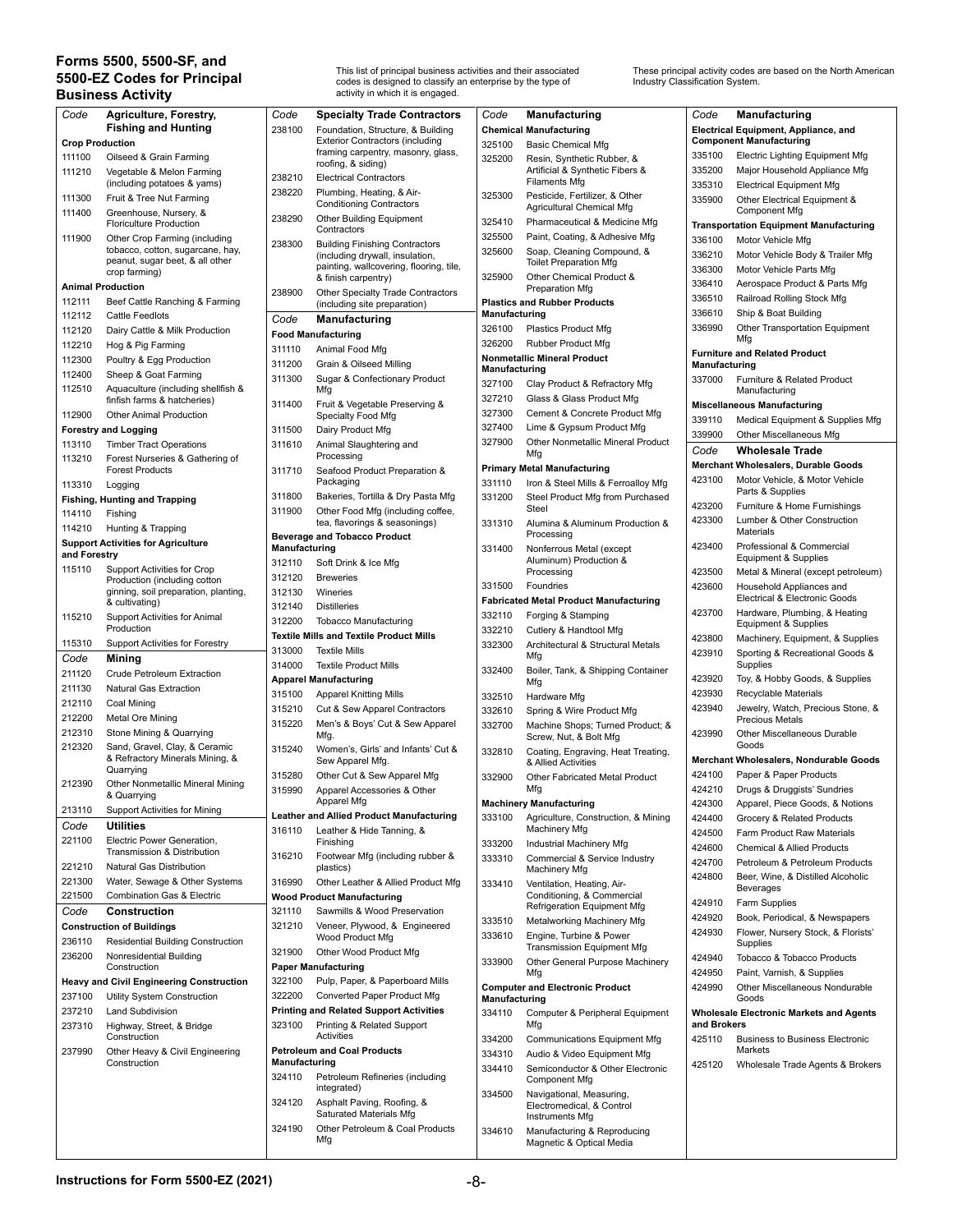# Forms 5500, 5500-SF, and 5500-EZ Codes for Principal Business Activity

This list of principal business activities and their associated codes is designed to classify an enterprise by the type of activity in which it is engaged.

These principal activity codes are based on the North American Industry Classification System.

## Agriculture, Forestry, Fishing and Hunting

| Code | Agriculture, Forestry, Fishing and Hunting |
|---|---|
| **Crop Production** | |
| 111100 | Oilseed & Grain Farming |
| 111210 | Vegetable & Melon Farming (including potatoes & yams) |
| 111300 | Fruit & Tree Nut Farming |
| 111400 | Greenhouse, Nursery, & Floriculture Production |
| 111900 | Other Crop Farming (including tobacco, cotton, sugarcane, hay, peanut, sugar beet, & all other crop farming) |
| **Animal Production** | |
| 112111 | Beef Cattle Ranching & Farming |
| 112112 | Cattle Feedlots |
| 112120 | Dairy Cattle & Milk Production |
| 112210 | Hog & Pig Farming |
| 112300 | Poultry & Egg Production |
| 112400 | Sheep & Goat Farming |
| 112510 | Aquaculture (including shellfish & finfish farms & hatcheries) |
| 112900 | Other Animal Production |
| **Forestry and Logging** | |
| 113110 | Timber Tract Operations |
| 113210 | Forest Nurseries & Gathering of Forest Products |
| 113310 | Logging |
| **Fishing, Hunting and Trapping** | |
| 114110 | Fishing |
| 114210 | Hunting & Trapping |
| **Support Activities for Agriculture and Forestry** | |
| 115110 | Support Activities for Crop Production (including cotton ginning, soil preparation, planting, & cultivating) |
| 115210 | Support Activities for Animal Production |
| 115310 | Support Activities for Forestry |

## Mining

| Code | Mining |
|---|---|
| 211120 | Crude Petroleum Extraction |
| 211130 | Natural Gas Extraction |
| 212110 | Coal Mining |
| 212200 | Metal Ore Mining |
| 212310 | Stone Mining & Quarrying |
| 212320 | Sand, Gravel, Clay, & Ceramic & Refractory Minerals Mining, & Quarrying |
| 212390 | Other Nonmetallic Mineral Mining & Quarrying |
| 213110 | Support Activities for Mining |

## Utilities

| Code | Utilities |
|---|---|
| 221100 | Electric Power Generation, Transmission & Distribution |
| 221210 | Natural Gas Distribution |
| 221300 | Water, Sewage & Other Systems |
| 221500 | Combination Gas & Electric |

## Construction

| Code | Construction |
|---|---|
| **Construction of Buildings** | |
| 236110 | Residential Building Construction |
| 236200 | Nonresidential Building Construction |
| **Heavy and Civil Engineering Construction** | |
| 237100 | Utility System Construction |
| 237210 | Land Subdivision |
| 237310 | Highway, Street, & Bridge Construction |
| 237990 | Other Heavy & Civil Engineering Construction |

## Specialty Trade Contractors

| Code | Specialty Trade Contractors |
|---|---|
| 238100 | Foundation, Structure, & Building Exterior Contractors (including framing carpentry, masonry, glass, roofing, & siding) |
| 238210 | Electrical Contractors |
| 238220 | Plumbing, Heating, & Air-Conditioning Contractors |
| 238290 | Other Building Equipment Contractors |
| 238300 | Building Finishing Contractors (including drywall, insulation, painting, wallcovering, flooring, tile, & finish carpentry) |
| 238900 | Other Specialty Trade Contractors (including site preparation) |

## Manufacturing

| Code | Manufacturing |
|---|---|
| **Food Manufacturing** | |
| 311110 | Animal Food Mfg |
| 311200 | Grain & Oilseed Milling |
| 311300 | Sugar & Confectionary Product Mfg |
| 311400 | Fruit & Vegetable Preserving & Specialty Food Mfg |
| 311500 | Dairy Product Mfg |
| 311610 | Animal Slaughtering and Processing |
| 311710 | Seafood Product Preparation & Packaging |
| 311800 | Bakeries, Tortilla & Dry Pasta Mfg |
| 311900 | Other Food Mfg (including coffee, tea, flavorings & seasonings) |
| **Beverage and Tobacco Product Manufacturing** | |
| 312110 | Soft Drink & Ice Mfg |
| 312120 | Breweries |
| 312130 | Wineries |
| 312140 | Distilleries |
| 312200 | Tobacco Manufacturing |
| **Textile Mills and Textile Product Mills** | |
| 313000 | Textile Mills |
| 314000 | Textile Product Mills |
| **Apparel Manufacturing** | |
| 315100 | Apparel Knitting Mills |
| 315210 | Cut & Sew Apparel Contractors |
| 315220 | Men's & Boys' Cut & Sew Apparel Mfg |
| 315240 | Women's, Girls' and Infants' Cut & Sew Apparel Mfg. |
| 315280 | Other Cut & Sew Apparel Mfg |
| 315990 | Apparel Accessories & Other Apparel Mfg |
| **Leather and Allied Product Manufacturing** | |
| 316110 | Leather & Hide Tanning, & Finishing |
| 316210 | Footwear Mfg (including rubber & plastics) |
| 316990 | Other Leather & Allied Product Mfg |
| **Wood Product Manufacturing** | |
| 321110 | Sawmills & Wood Preservation |
| 321210 | Veneer, Plywood, & Engineered Wood Product Mfg |
| 321900 | Other Wood Product Mfg |
| **Paper Manufacturing** | |
| 322100 | Pulp, Paper, & Paperboard Mills |
| 322200 | Converted Paper Product Mfg |
| **Printing and Related Support Activities** | |
| 323100 | Printing & Related Support Activities |
| **Petroleum and Coal Products Manufacturing** | |
| 324110 | Petroleum Refineries (including integrated) |
| 324120 | Asphalt Paving, Roofing, & Saturated Materials Mfg |
| 324190 | Other Petroleum & Coal Products Mfg |
| **Chemical Manufacturing** | |
| 325100 | Basic Chemical Mfg |
| 325200 | Resin, Synthetic Rubber, & Artificial & Synthetic Fibers & Filaments Mfg |
| 325300 | Pesticide, Fertilizer, & Other Agricultural Chemical Mfg |
| 325410 | Pharmaceutical & Medicine Mfg |
| 325500 | Paint, Coating, & Adhesive Mfg |
| 325600 | Soap, Cleaning Compound, & Toilet Preparation Mfg |
| 325900 | Other Chemical Product & Preparation Mfg |
| **Plastics and Rubber Products Manufacturing** | |
| 326100 | Plastics Product Mfg |
| 326200 | Rubber Product Mfg |
| **Nonmetallic Mineral Product Manufacturing** | |
| 327100 | Clay Product & Refractory Mfg |
| 327210 | Glass & Glass Product Mfg |
| 327300 | Cement & Concrete Product Mfg |
| 327400 | Lime & Gypsum Product Mfg |
| 327900 | Other Nonmetallic Mineral Product Mfg |
| **Primary Metal Manufacturing** | |
| 331110 | Iron & Steel Mills & Ferroalloy Mfg |
| 331200 | Steel Product Mfg from Purchased Steel |
| 331310 | Alumina & Aluminum Production & Processing |
| 331400 | Nonferrous Metal (except Aluminum) Production & Processing |
| 331500 | Foundries |
| **Fabricated Metal Product Manufacturing** | |
| 332110 | Forging & Stamping |
| 332210 | Cutlery & Handtool Mfg |
| 332300 | Architectural & Structural Metals Mfg |
| 332400 | Boiler, Tank, & Shipping Container Mfg |
| 332510 | Hardware Mfg |
| 332610 | Spring & Wire Product Mfg |
| 332700 | Machine Shops; Turned Product; & Screw, Nut, & Bolt Mfg |
| 332810 | Coating, Engraving, Heat Treating, & Allied Activities |
| 332900 | Other Fabricated Metal Product Mfg |
| **Machinery Manufacturing** | |
| 333100 | Agriculture, Construction, & Mining Machinery Mfg |
| 333200 | Industrial Machinery Mfg |
| 333310 | Commercial & Service Industry Machinery Mfg |
| 333410 | Ventilation, Heating, Air-Conditioning, & Commercial Refrigeration Equipment Mfg |
| 333510 | Metalworking Machinery Mfg |
| 333610 | Engine, Turbine & Power Transmission Equipment Mfg |
| 333900 | Other General Purpose Machinery Mfg |
| **Computer and Electronic Product Manufacturing** | |
| 334110 | Computer & Peripheral Equipment Mfg |
| 334200 | Communications Equipment Mfg |
| 334310 | Audio & Video Equipment Mfg |
| 334410 | Semiconductor & Other Electronic Component Mfg |
| 334500 | Navigational, Measuring, Electromedical, & Control Instruments Mfg |
| 334610 | Manufacturing & Reproducing Magnetic & Optical Media |
| **Electrical Equipment, Appliance, and Component Manufacturing** | |
| 335100 | Electric Lighting Equipment Mfg |
| 335200 | Major Household Appliance Mfg |
| 335310 | Electrical Equipment Mfg |
| 335900 | Other Electrical Equipment & Component Mfg |
| **Transportation Equipment Manufacturing** | |
| 336100 | Motor Vehicle Mfg |
| 336210 | Motor Vehicle Body & Trailer Mfg |
| 336300 | Motor Vehicle Parts Mfg |
| 336410 | Aerospace Product & Parts Mfg |
| 336510 | Railroad Rolling Stock Mfg |
| 336610 | Ship & Boat Building |
| 336990 | Other Transportation Equipment Mfg |
| **Furniture and Related Product Manufacturing** | |
| 337000 | Furniture & Related Product Manufacturing |
| **Miscellaneous Manufacturing** | |
| 339110 | Medical Equipment & Supplies Mfg |
| 339900 | Other Miscellaneous Mfg |

## Wholesale Trade

| Code | Wholesale Trade |
|---|---|
| **Merchant Wholesalers, Durable Goods** | |
| 423100 | Motor Vehicle, & Motor Vehicle Parts & Supplies |
| 423200 | Furniture & Home Furnishings |
| 423300 | Lumber & Other Construction Materials |
| 423400 | Professional & Commercial Equipment & Supplies |
| 423500 | Metal & Mineral (except petroleum) |
| 423600 | Household Appliances and Electrical & Electronic Goods |
| 423700 | Hardware, Plumbing, & Heating Equipment & Supplies |
| 423800 | Machinery, Equipment, & Supplies |
| 423910 | Sporting & Recreational Goods & Supplies |
| 423920 | Toy, & Hobby Goods, & Supplies |
| 423930 | Recyclable Materials |
| 423940 | Jewelry, Watch, Precious Stone, & Precious Metals |
| 423990 | Other Miscellaneous Durable Goods |
| **Merchant Wholesalers, Nondurable Goods** | |
| 424100 | Paper & Paper Products |
| 424210 | Drugs & Druggists' Sundries |
| 424300 | Apparel, Piece Goods, & Notions |
| 424400 | Grocery & Related Products |
| 424500 | Farm Product Raw Materials |
| 424600 | Chemical & Allied Products |
| 424700 | Petroleum & Petroleum Products |
| 424800 | Beer, Wine, & Distilled Alcoholic Beverages |
| 424910 | Farm Supplies |
| 424920 | Book, Periodical, & Newspapers |
| 424930 | Flower, Nursery Stock, & Florists' Supplies |
| 424940 | Tobacco & Tobacco Products |
| 424950 | Paint, Varnish, & Supplies |
| 424990 | Other Miscellaneous Nondurable Goods |
| **Wholesale Electronic Markets and Agents and Brokers** | |
| 425110 | Business to Business Electronic Markets |
| 425120 | Wholesale Trade Agents & Brokers |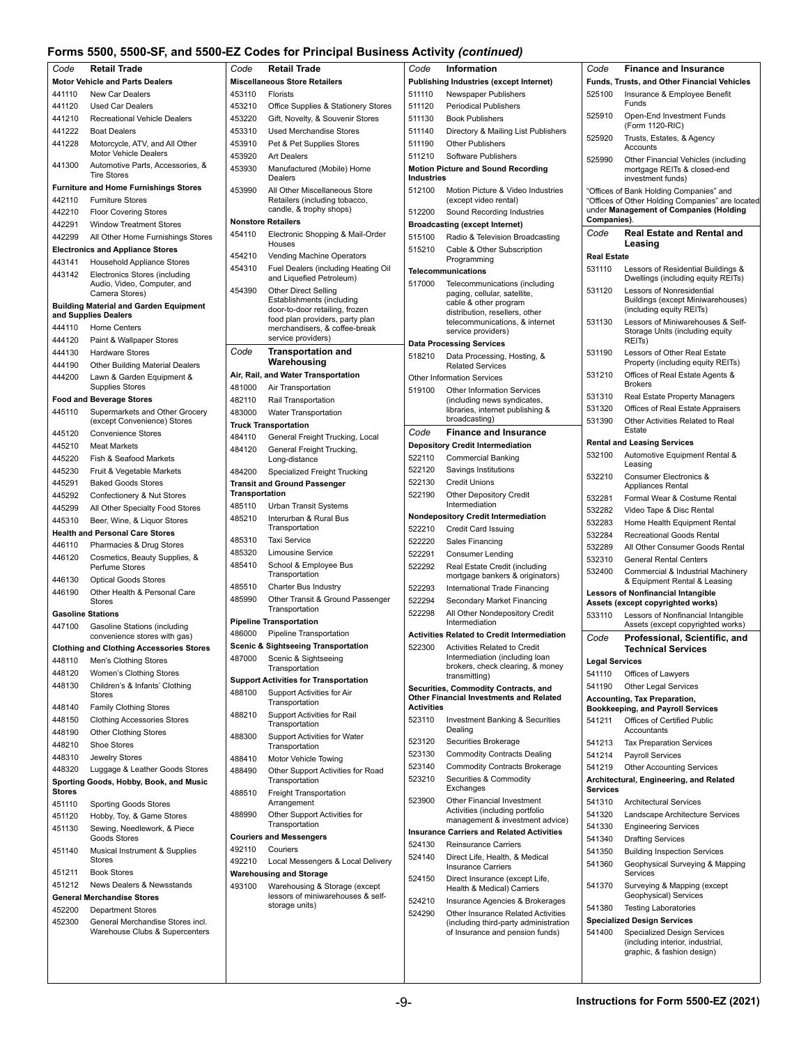## Forms 5500, 5500-SF, and 5500-EZ Codes for Principal Business Activity *(continued)*

| Code | Retail Trade |
|---|---|
| **Motor Vehicle and Parts Dealers** | |
| 441110 | New Car Dealers |
| 441120 | Used Car Dealers |
| 441210 | Recreational Vehicle Dealers |
| 441222 | Boat Dealers |
| 441228 | Motorcycle, ATV, and All Other Motor Vehicle Dealers |
| 441300 | Automotive Parts, Accessories, & Tire Stores |
| **Furniture and Home Furnishings Stores** | |
| 442110 | Furniture Stores |
| 442210 | Floor Covering Stores |
| 442291 | Window Treatment Stores |
| 442299 | All Other Home Furnishings Stores |
| **Electronics and Appliance Stores** | |
| 443141 | Household Appliance Stores |
| 443142 | Electronics Stores (including Audio, Video, Computer, and Camera Stores) |
| **Building Material and Garden Equipment and Supplies Dealers** | |
| 444110 | Home Centers |
| 444120 | Paint & Wallpaper Stores |
| 444130 | Hardware Stores |
| 444190 | Other Building Material Dealers |
| 444200 | Lawn & Garden Equipment & Supplies Stores |
| **Food and Beverage Stores** | |
| 445110 | Supermarkets and Other Grocery (except Convenience) Stores |
| 445120 | Convenience Stores |
| 445210 | Meat Markets |
| 445220 | Fish & Seafood Markets |
| 445230 | Fruit & Vegetable Markets |
| 445291 | Baked Goods Stores |
| 445292 | Confectionery & Nut Stores |
| 445299 | All Other Specialty Food Stores |
| 445310 | Beer, Wine, & Liquor Stores |
| **Health and Personal Care Stores** | |
| 446110 | Pharmacies & Drug Stores |
| 446120 | Cosmetics, Beauty Supplies, & Perfume Stores |
| 446130 | Optical Goods Stores |
| 446190 | Other Health & Personal Care Stores |
| **Gasoline Stations** | |
| 447100 | Gasoline Stations (including convenience stores with gas) |
| **Clothing and Clothing Accessories Stores** | |
| 448110 | Men's Clothing Stores |
| 448120 | Women's Clothing Stores |
| 448130 | Children's & Infants' Clothing Stores |
| 448140 | Family Clothing Stores |
| 448150 | Clothing Accessories Stores |
| 448190 | Other Clothing Stores |
| 448210 | Shoe Stores |
| 448310 | Jewelry Stores |
| 448320 | Luggage & Leather Goods Stores |
| **Sporting Goods, Hobby, Book, and Music Stores** | |
| 451110 | Sporting Goods Stores |
| 451120 | Hobby, Toy, & Game Stores |
| 451130 | Sewing, Needlework, & Piece Goods Stores |
| 451140 | Musical Instrument & Supplies Stores |
| 451211 | Book Stores |
| 451212 | News Dealers & Newsstands |
| **General Merchandise Stores** | |
| 452200 | Department Stores |
| 452300 | General Merchandise Stores incl. Warehouse Clubs & Supercenters |

| Code | Retail Trade |
|---|---|
| **Miscellaneous Store Retailers** | |
| 453110 | Florists |
| 453210 | Office Supplies & Stationery Stores |
| 453220 | Gift, Novelty, & Souvenir Stores |
| 453310 | Used Merchandise Stores |
| 453910 | Pet & Pet Supplies Stores |
| 453920 | Art Dealers |
| 453930 | Manufactured (Mobile) Home Dealers |
| 453990 | All Other Miscellaneous Store Retailers (including tobacco, candle, & trophy shops) |
| **Nonstore Retailers** | |
| 454110 | Electronic Shopping & Mail-Order Houses |
| 454210 | Vending Machine Operators |
| 454310 | Fuel Dealers (including Heating Oil and Liquefied Petroleum) |
| 454390 | Other Direct Selling Establishments (including door-to-door retailing, frozen food plan providers, party plan merchandisers, & coffee-break service providers) |

| Code | Transportation and Warehousing |
|---|---|
| **Air, Rail, and Water Transportation** | |
| 481000 | Air Transportation |
| 482110 | Rail Transportation |
| 483000 | Water Transportation |
| **Truck Transportation** | |
| 484110 | General Freight Trucking, Local |
| 484120 | General Freight Trucking, Long-distance |
| 484200 | Specialized Freight Trucking |
| **Transit and Ground Passenger Transportation** | |
| 485110 | Urban Transit Systems |
| 485210 | Interurban & Rural Bus Transportation |
| 485310 | Taxi Service |
| 485320 | Limousine Service |
| 485410 | School & Employee Bus Transportation |
| 485510 | Charter Bus Industry |
| 485990 | Other Transit & Ground Passenger Transportation |
| **Pipeline Transportation** | |
| 486000 | Pipeline Transportation |
| **Scenic & Sightseeing Transportation** | |
| 487000 | Scenic & Sightseeing Transportation |
| **Support Activities for Transportation** | |
| 488100 | Support Activities for Air Transportation |
| 488210 | Support Activities for Rail Transportation |
| 488300 | Support Activities for Water Transportation |
| 488410 | Motor Vehicle Towing |
| 488490 | Other Support Activities for Road Transportation |
| 488510 | Freight Transportation Arrangement |
| 488990 | Other Support Activities for Transportation |
| **Couriers and Messengers** | |
| 492110 | Couriers |
| 492210 | Local Messengers & Local Delivery |
| **Warehousing and Storage** | |
| 493100 | Warehousing & Storage (except lessors of miniwarehouses & self-storage units) |

| Code | Information |
|---|---|
| **Publishing Industries (except Internet)** | |
| 511110 | Newspaper Publishers |
| 511120 | Periodical Publishers |
| 511130 | Book Publishers |
| 511140 | Directory & Mailing List Publishers |
| 511190 | Other Publishers |
| 511210 | Software Publishers |
| **Motion Picture and Sound Recording Industries** | |
| 512100 | Motion Picture & Video Industries (except video rental) |
| 512200 | Sound Recording Industries |
| **Broadcasting (except Internet)** | |
| 515100 | Radio & Television Broadcasting |
| 515210 | Cable & Other Subscription Programming |
| **Telecommunications** | |
| 517000 | Telecommunications (including paging, cellular, satellite, cable & other program distribution, resellers, other telecommunications, & internet service providers) |
| **Data Processing Services** | |
| 518210 | Data Processing, Hosting, & Related Services |
| Other Information Services | |
| 519100 | Other Information Services (including news syndicates, libraries, internet publishing & broadcasting) |

| Code | Finance and Insurance |
|---|---|
| **Depository Credit Intermediation** | |
| 522110 | Commercial Banking |
| 522120 | Savings Institutions |
| 522130 | Credit Unions |
| 522190 | Other Depository Credit Intermediation |
| **Nondepository Credit Intermediation** | |
| 522210 | Credit Card Issuing |
| 522220 | Sales Financing |
| 522291 | Consumer Lending |
| 522292 | Real Estate Credit (including mortgage bankers & originators) |
| 522293 | International Trade Financing |
| 522294 | Secondary Market Financing |
| 522298 | All Other Nondepository Credit Intermediation |
| **Activities Related to Credit Intermediation** | |
| 522300 | Activities Related to Credit Intermediation (including loan brokers, check clearing, & money transmitting) |
| **Securities, Commodity Contracts, and Other Financial Investments and Related Activities** | |
| 523110 | Investment Banking & Securities Dealing |
| 523120 | Securities Brokerage |
| 523130 | Commodity Contracts Dealing |
| 523140 | Commodity Contracts Brokerage |
| 523210 | Securities & Commodity Exchanges |
| 523900 | Other Financial Investment Activities (including portfolio management & investment advice) |
| **Insurance Carriers and Related Activities** | |
| 524130 | Reinsurance Carriers |
| 524140 | Direct Life, Health, & Medical Insurance Carriers |
| 524150 | Direct Insurance (except Life, Health & Medical) Carriers |
| 524210 | Insurance Agencies & Brokerages |
| 524290 | Other Insurance Related Activities (including third-party administration of Insurance and pension funds) |

| Code | Finance and Insurance |
|---|---|
| **Funds, Trusts, and Other Financial Vehicles** | |
| 525100 | Insurance & Employee Benefit Funds |
| 525910 | Open-End Investment Funds (Form 1120-RIC) |
| 525920 | Trusts, Estates, & Agency Accounts |
| 525990 | Other Financial Vehicles (including mortgage REITs & closed-end investment funds) |

"Offices of Bank Holding Companies" and "Offices of Other Holding Companies" are located under **Management of Companies (Holding Companies)**.

| Code | Real Estate and Rental and Leasing |
|---|---|
| **Real Estate** | |
| 531110 | Lessors of Residential Buildings & Dwellings (including equity REITs) |
| 531120 | Lessors of Nonresidential Buildings (except Miniwarehouses) (including equity REITs) |
| 531130 | Lessors of Miniwarehouses & Self-Storage Units (including equity REITs) |
| 531190 | Lessors of Other Real Estate Property (including equity REITs) |
| 531210 | Offices of Real Estate Agents & Brokers |
| 531310 | Real Estate Property Managers |
| 531320 | Offices of Real Estate Appraisers |
| 531390 | Other Activities Related to Real Estate |
| **Rental and Leasing Services** | |
| 532100 | Automotive Equipment Rental & Leasing |
| 532210 | Consumer Electronics & Appliances Rental |
| 532281 | Formal Wear & Costume Rental |
| 532282 | Video Tape & Disc Rental |
| 532283 | Home Health Equipment Rental |
| 532284 | Recreational Goods Rental |
| 532289 | All Other Consumer Goods Rental |
| 532310 | General Rental Centers |
| 532400 | Commercial & Industrial Machinery & Equipment Rental & Leasing |
| **Lessors of Nonfinancial Intangible Assets (except copyrighted works)** | |
| 533110 | Lessors of Nonfinancial Intangible Assets (except copyrighted works) |

| Code | Professional, Scientific, and Technical Services |
|---|---|
| **Legal Services** | |
| 541110 | Offices of Lawyers |
| 541190 | Other Legal Services |
| **Accounting, Tax Preparation, Bookkeeping, and Payroll Services** | |
| 541211 | Offices of Certified Public Accountants |
| 541213 | Tax Preparation Services |
| 541214 | Payroll Services |
| 541219 | Other Accounting Services |
| **Architectural, Engineering, and Related Services** | |
| 541310 | Architectural Services |
| 541320 | Landscape Architecture Services |
| 541330 | Engineering Services |
| 541340 | Drafting Services |
| 541350 | Building Inspection Services |
| 541360 | Geophysical Surveying & Mapping Services |
| 541370 | Surveying & Mapping (except Geophysical) Services |
| 541380 | Testing Laboratories |
| **Specialized Design Services** | |
| 541400 | Specialized Design Services (including interior, industrial, graphic, & fashion design) |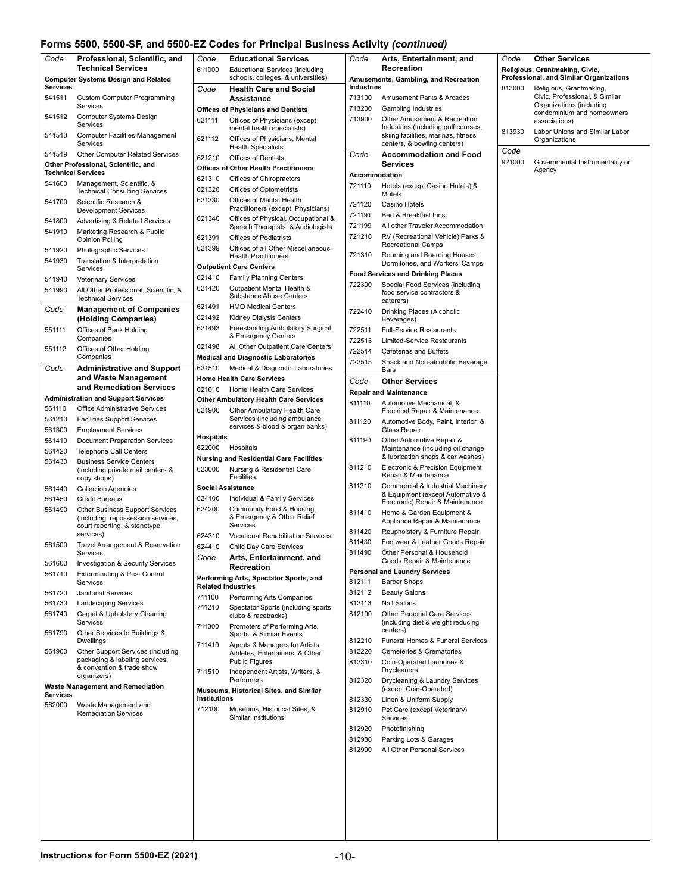## Forms 5500, 5500-SF, and 5500-EZ Codes for Principal Business Activity *(continued)*

| Code | Professional, Scientific, and Technical Services |
|---|---|
| | **Computer Systems Design and Related Services** |
| 541511 | Custom Computer Programming Services |
| 541512 | Computer Systems Design Services |
| 541513 | Computer Facilities Management Services |
| 541519 | Other Computer Related Services |
| | **Other Professional, Scientific, and Technical Services** |
| 541600 | Management, Scientific, & Technical Consulting Services |
| 541700 | Scientific Research & Development Services |
| 541800 | Advertising & Related Services |
| 541910 | Marketing Research & Public Opinion Polling |
| 541920 | Photographic Services |
| 541930 | Translation & Interpretation Services |
| 541940 | Veterinary Services |
| 541990 | All Other Professional, Scientific, & Technical Services |

| Code | Management of Companies (Holding Companies) |
|---|---|
| 551111 | Offices of Bank Holding Companies |
| 551112 | Offices of Other Holding Companies |

| Code | Administrative and Support and Waste Management and Remediation Services |
|---|---|
| | **Administration and Support Services** |
| 561110 | Office Administrative Services |
| 561210 | Facilities Support Services |
| 561300 | Employment Services |
| 561410 | Document Preparation Services |
| 561420 | Telephone Call Centers |
| 561430 | Business Service Centers (including private mail centers & copy shops) |
| 561440 | Collection Agencies |
| 561450 | Credit Bureaus |
| 561490 | Other Business Support Services (including repossession services, court reporting, & stenotype services) |
| 561500 | Travel Arrangement & Reservation Services |
| 561600 | Investigation & Security Services |
| 561710 | Exterminating & Pest Control Services |
| 561720 | Janitorial Services |
| 561730 | Landscaping Services |
| 561740 | Carpet & Upholstery Cleaning Services |
| 561790 | Other Services to Buildings & Dwellings |
| 561900 | Other Support Services (including packaging & labeling services, & convention & trade show organizers) |
| | **Waste Management and Remediation Services** |
| 562000 | Waste Management and Remediation Services |

| Code | Educational Services |
|---|---|
| 611000 | Educational Services (including schools, colleges, & universities) |

| Code | Health Care and Social Assistance |
|---|---|
| | **Offices of Physicians and Dentists** |
| 621111 | Offices of Physicians (except mental health specialists) |
| 621112 | Offices of Physicians, Mental Health Specialists |
| 621210 | Offices of Dentists |
| | **Offices of Other Health Practitioners** |
| 621310 | Offices of Chiropractors |
| 621320 | Offices of Optometrists |
| 621330 | Offices of Mental Health Practitioners (except Physicians) |
| 621340 | Offices of Physical, Occupational & Speech Therapists, & Audiologists |
| 621391 | Offices of Podiatrists |
| 621399 | Offices of all Other Miscellaneous Health Practitioners |
| | **Outpatient Care Centers** |
| 621410 | Family Planning Centers |
| 621420 | Outpatient Mental Health & Substance Abuse Centers |
| 621491 | HMO Medical Centers |
| 621492 | Kidney Dialysis Centers |
| 621493 | Freestanding Ambulatory Surgical & Emergency Centers |
| 621498 | All Other Outpatient Care Centers |
| | **Medical and Diagnostic Laboratories** |
| 621510 | Medical & Diagnostic Laboratories |
| | **Home Health Care Services** |
| 621610 | Home Health Care Services |
| | **Other Ambulatory Health Care Services** |
| 621900 | Other Ambulatory Health Care Services (including ambulance services & blood & organ banks) |
| | **Hospitals** |
| 622000 | Hospitals |
| | **Nursing and Residential Care Facilities** |
| 623000 | Nursing & Residential Care Facilities |
| | **Social Assistance** |
| 624100 | Individual & Family Services |
| 624200 | Community Food & Housing, & Emergency & Other Relief Services |
| 624310 | Vocational Rehabilitation Services |
| 624410 | Child Day Care Services |

| Code | Arts, Entertainment, and Recreation |
|---|---|
| | **Performing Arts, Spectator Sports, and Related Industries** |
| 711100 | Performing Arts Companies |
| 711210 | Spectator Sports (including sports clubs & racetracks) |
| 711300 | Promoters of Performing Arts, Sports, & Similar Events |
| 711410 | Agents & Managers for Artists, Athletes, Entertainers, & Other Public Figures |
| 711510 | Independent Artists, Writers, & Performers |
| | **Museums, Historical Sites, and Similar Institutions** |
| 712100 | Museums, Historical Sites, & Similar Institutions |
| | **Amusements, Gambling, and Recreation Industries** |
| 713100 | Amusement Parks & Arcades |
| 713200 | Gambling Industries |
| 713900 | Other Amusement & Recreation Industries (including golf courses, skiing facilities, marinas, fitness centers, & bowling centers) |

| Code | Accommodation and Food Services |
|---|---|
| | **Accommodation** |
| 721110 | Hotels (except Casino Hotels) & Motels |
| 721120 | Casino Hotels |
| 721191 | Bed & Breakfast Inns |
| 721199 | All other Traveler Accommodation |
| 721210 | RV (Recreational Vehicle) Parks & Recreational Camps |
| 721310 | Rooming and Boarding Houses, Dormitories, and Workers' Camps |
| | **Food Services and Drinking Places** |
| 722300 | Special Food Services (including food service contractors & caterers) |
| 722410 | Drinking Places (Alcoholic Beverages) |
| 722511 | Full-Service Restaurants |
| 722513 | Limited-Service Restaurants |
| 722514 | Cafeterias and Buffets |
| 722515 | Snack and Non-alcoholic Beverage Bars |

| Code | Other Services |
|---|---|
| | **Repair and Maintenance** |
| 811110 | Automotive Mechanical, & Electrical Repair & Maintenance |
| 811120 | Automotive Body, Paint, Interior, & Glass Repair |
| 811190 | Other Automotive Repair & Maintenance (including oil change & lubrication shops & car washes) |
| 811210 | Electronic & Precision Equipment Repair & Maintenance |
| 811310 | Commercial & Industrial Machinery & Equipment (except Automotive & Electronic) Repair & Maintenance |
| 811410 | Home & Garden Equipment & Appliance Repair & Maintenance |
| 811420 | Reupholstery & Furniture Repair |
| 811430 | Footwear & Leather Goods Repair |
| 811490 | Other Personal & Household Goods Repair & Maintenance |
| | **Personal and Laundry Services** |
| 812111 | Barber Shops |
| 812112 | Beauty Salons |
| 812113 | Nail Salons |
| 812190 | Other Personal Care Services (including diet & weight reducing centers) |
| 812210 | Funeral Homes & Funeral Services |
| 812220 | Cemeteries & Crematories |
| 812310 | Coin-Operated Laundries & Drycleaners |
| 812320 | Drycleaning & Laundry Services (except Coin-Operated) |
| 812330 | Linen & Uniform Supply |
| 812910 | Pet Care (except Veterinary) Services |
| 812920 | Photofinishing |
| 812930 | Parking Lots & Garages |
| 812990 | All Other Personal Services |
| | **Religious, Grantmaking, Civic, Professional, and Similar Organizations** |
| 813000 | Religious, Grantmaking, Civic, Professional, & Similar Organizations (including condominium and homeowners associations) |
| 813930 | Labor Unions and Similar Labor Organizations |

| Code | |
|---|---|
| 921000 | Governmental Instrumentality or Agency |